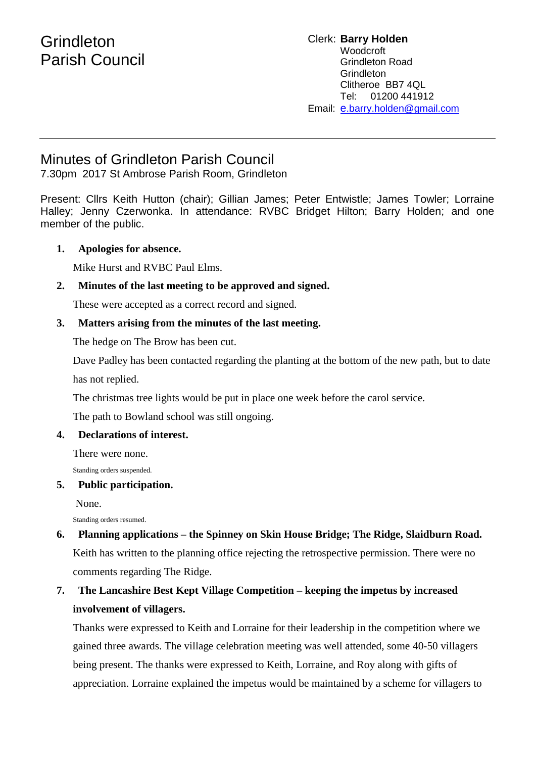# Grindleton Parish Council

Clerk: **Barry Holden**
Woodcroft
Grindleton Road
Grindleton
Clitheroe BB7 4QL
Tel: 01200 441912
Email: e.barry.holden@gmail.com

---

## Minutes of Grindleton Parish Council

7.30pm 2017 St Ambrose Parish Room, Grindleton

Present: Cllrs Keith Hutton (chair); Gillian James; Peter Entwistle; James Towler; Lorraine Halley; Jenny Czerwonka. In attendance: RVBC Bridget Hilton; Barry Holden; and one member of the public.

1. **Apologies for absence.**

   Mike Hurst and RVBC Paul Elms.

2. **Minutes of the last meeting to be approved and signed.**

   These were accepted as a correct record and signed.

3. **Matters arising from the minutes of the last meeting.**

   The hedge on The Brow has been cut.

   Dave Padley has been contacted regarding the planting at the bottom of the new path, but to date has not replied.

   The christmas tree lights would be put in place one week before the carol service.

   The path to Bowland school was still ongoing.

4. **Declarations of interest.**

   There were none.

   Standing orders suspended.

5. **Public participation.**

   None.

   Standing orders resumed.

6. **Planning applications – the Spinney on Skin House Bridge; The Ridge, Slaidburn Road.**

   Keith has written to the planning office rejecting the retrospective permission. There were no comments regarding The Ridge.

7. **The Lancashire Best Kept Village Competition – keeping the impetus by increased involvement of villagers.**

   Thanks were expressed to Keith and Lorraine for their leadership in the competition where we gained three awards. The village celebration meeting was well attended, some 40-50 villagers being present. The thanks were expressed to Keith, Lorraine, and Roy along with gifts of appreciation. Lorraine explained the impetus would be maintained by a scheme for villagers to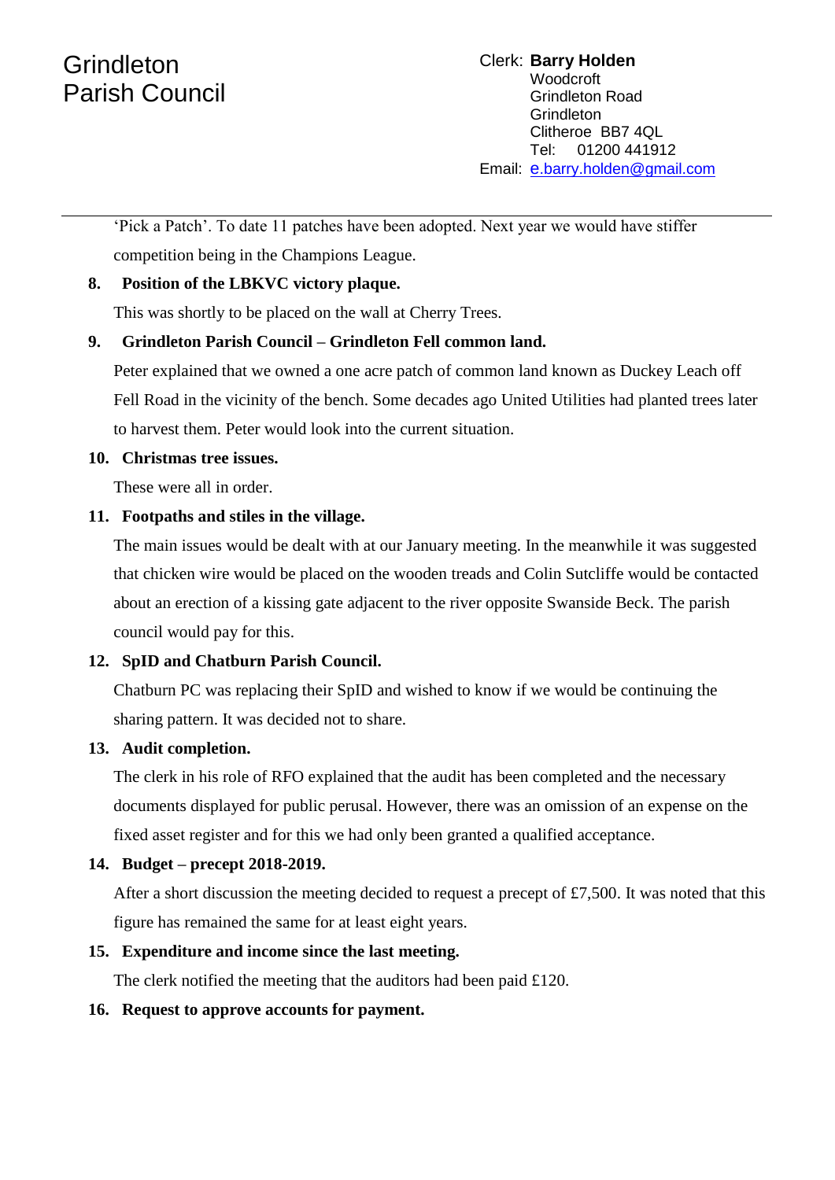'Pick a Patch'. To date 11 patches have been adopted. Next year we would have stiffer competition being in the Champions League.

**8. Position of the LBKVC victory plaque.**

This was shortly to be placed on the wall at Cherry Trees.

**9. Grindleton Parish Council – Grindleton Fell common land.**

Peter explained that we owned a one acre patch of common land known as Duckey Leach off Fell Road in the vicinity of the bench. Some decades ago United Utilities had planted trees later to harvest them. Peter would look into the current situation.

**10. Christmas tree issues.**

These were all in order.

**11. Footpaths and stiles in the village.**

The main issues would be dealt with at our January meeting. In the meanwhile it was suggested that chicken wire would be placed on the wooden treads and Colin Sutcliffe would be contacted about an erection of a kissing gate adjacent to the river opposite Swanside Beck. The parish council would pay for this.

**12. SpID and Chatburn Parish Council.**

Chatburn PC was replacing their SpID and wished to know if we would be continuing the sharing pattern. It was decided not to share.

**13. Audit completion.**

The clerk in his role of RFO explained that the audit has been completed and the necessary documents displayed for public perusal. However, there was an omission of an expense on the fixed asset register and for this we had only been granted a qualified acceptance.

**14. Budget – precept 2018-2019.**

After a short discussion the meeting decided to request a precept of £7,500. It was noted that this figure has remained the same for at least eight years.

**15. Expenditure and income since the last meeting.**

The clerk notified the meeting that the auditors had been paid £120.

**16. Request to approve accounts for payment.**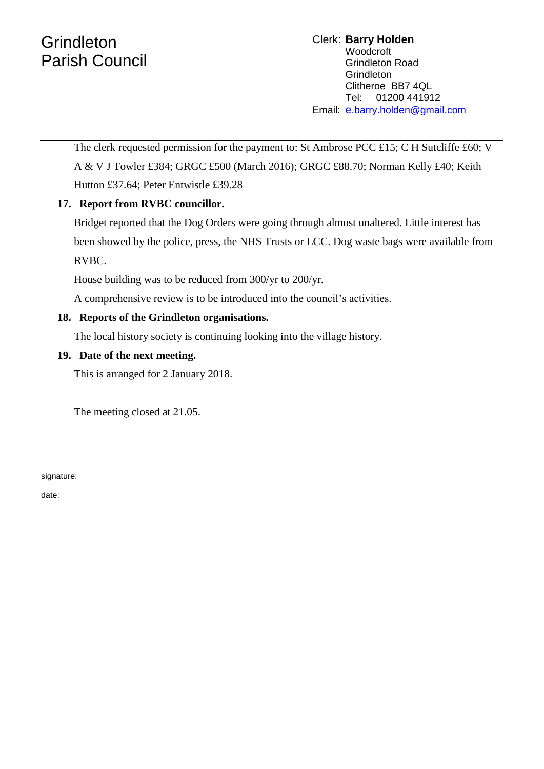# Grindleton Parish Council

Clerk: **Barry Holden**
Woodcroft
Grindleton Road
Grindleton
Clitheroe BB7 4QL
Tel: 01200 441912
Email: e.barry.holden@gmail.com

---

The clerk requested permission for the payment to: St Ambrose PCC £15; C H Sutcliffe £60; V A & V J Towler £384; GRGC £500 (March 2016); GRGC £88.70; Norman Kelly £40; Keith Hutton £37.64; Peter Entwistle £39.28

**17. Report from RVBC councillor.**

Bridget reported that the Dog Orders were going through almost unaltered. Little interest has been showed by the police, press, the NHS Trusts or LCC. Dog waste bags were available from RVBC.

House building was to be reduced from 300/yr to 200/yr.

A comprehensive review is to be introduced into the council's activities.

**18. Reports of the Grindleton organisations.**

The local history society is continuing looking into the village history.

**19. Date of the next meeting.**

This is arranged for 2 January 2018.

The meeting closed at 21.05.

signature:

date: